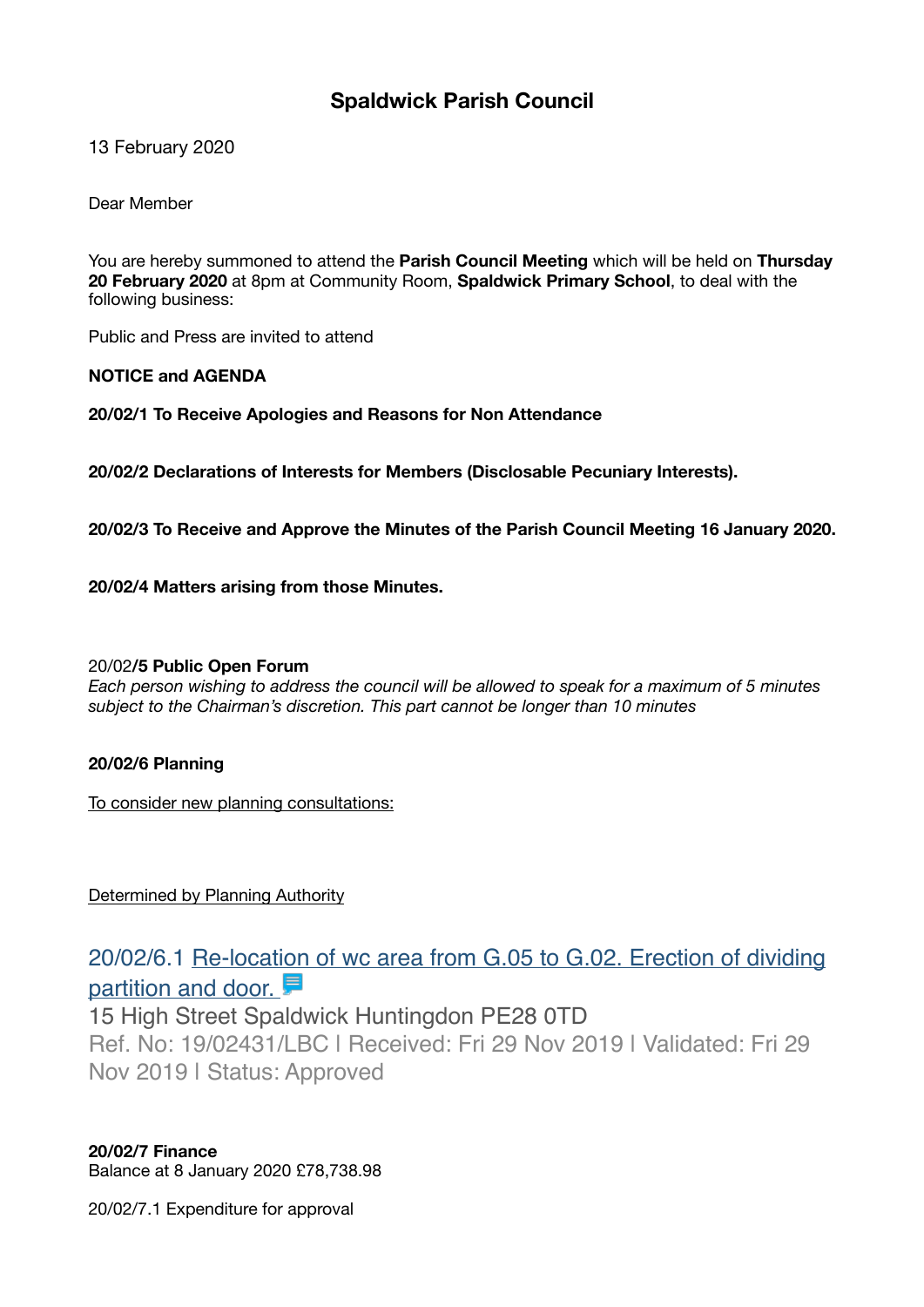# Spaldwick Parish Council

13 February 2020

Dear Member

You are hereby summoned to attend the **Parish Council Meeting** which will be held on **Thursday 20 February 2020** at 8pm at Community Room, **Spaldwick Primary School**, to deal with the following business:

Public and Press are invited to attend

**NOTICE and AGENDA**

**20/02/1 To Receive Apologies and Reasons for Non Attendance**

**20/02/2 Declarations of Interests for Members (Disclosable Pecuniary Interests).**

**20/02/3 To Receive and Approve the Minutes of the Parish Council Meeting 16 January 2020.**

**20/02/4 Matters arising from those Minutes.**

20/02/**5 Public Open Forum**
*Each person wishing to address the council will be allowed to speak for a maximum of 5 minutes subject to the Chairman's discretion. This part cannot be longer than 10 minutes*

**20/02/6 Planning**

To consider new planning consultations:

Determined by Planning Authority

20/02/6.1 Re-location of wc area from G.05 to G.02. Erection of dividing partition and door.
15 High Street Spaldwick Huntingdon PE28 0TD
Ref. No: 19/02431/LBC | Received: Fri 29 Nov 2019 | Validated: Fri 29 Nov 2019 | Status: Approved

**20/02/7 Finance**
Balance at 8 January 2020 £78,738.98

20/02/7.1 Expenditure for approval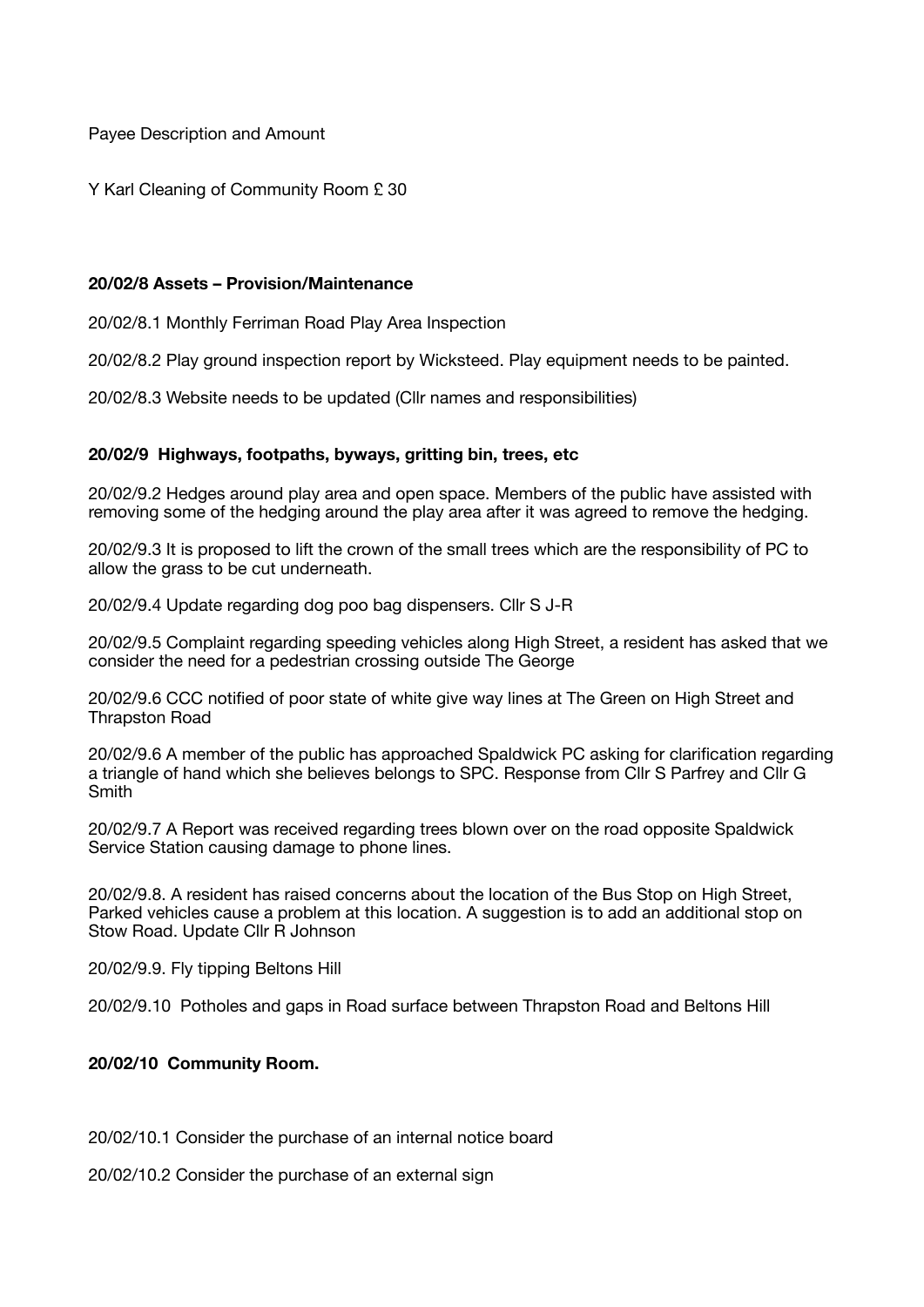Payee Description and Amount

Y Karl Cleaning of Community Room £ 30

**20/02/8 Assets – Provision/Maintenance**

20/02/8.1 Monthly Ferriman Road Play Area Inspection

20/02/8.2 Play ground inspection report by Wicksteed. Play equipment needs to be painted.

20/02/8.3 Website needs to be updated (Cllr names and responsibilities)

**20/02/9 Highways, footpaths, byways, gritting bin, trees, etc**

20/02/9.2 Hedges around play area and open space. Members of the public have assisted with removing some of the hedging around the play area after it was agreed to remove the hedging.

20/02/9.3 It is proposed to lift the crown of the small trees which are the responsibility of PC to allow the grass to be cut underneath.

20/02/9.4 Update regarding dog poo bag dispensers. Cllr S J-R

20/02/9.5 Complaint regarding speeding vehicles along High Street, a resident has asked that we consider the need for a pedestrian crossing outside The George

20/02/9.6 CCC notified of poor state of white give way lines at The Green on High Street and Thrapston Road

20/02/9.6 A member of the public has approached Spaldwick PC asking for clarification regarding a triangle of hand which she believes belongs to SPC. Response from Cllr S Parfrey and Cllr G Smith

20/02/9.7 A Report was received regarding trees blown over on the road opposite Spaldwick Service Station causing damage to phone lines.

20/02/9.8. A resident has raised concerns about the location of the Bus Stop on High Street, Parked vehicles cause a problem at this location. A suggestion is to add an additional stop on Stow Road. Update Cllr R Johnson

20/02/9.9. Fly tipping Beltons Hill

20/02/9.10 Potholes and gaps in Road surface between Thrapston Road and Beltons Hill

**20/02/10 Community Room.**

20/02/10.1 Consider the purchase of an internal notice board

20/02/10.2 Consider the purchase of an external sign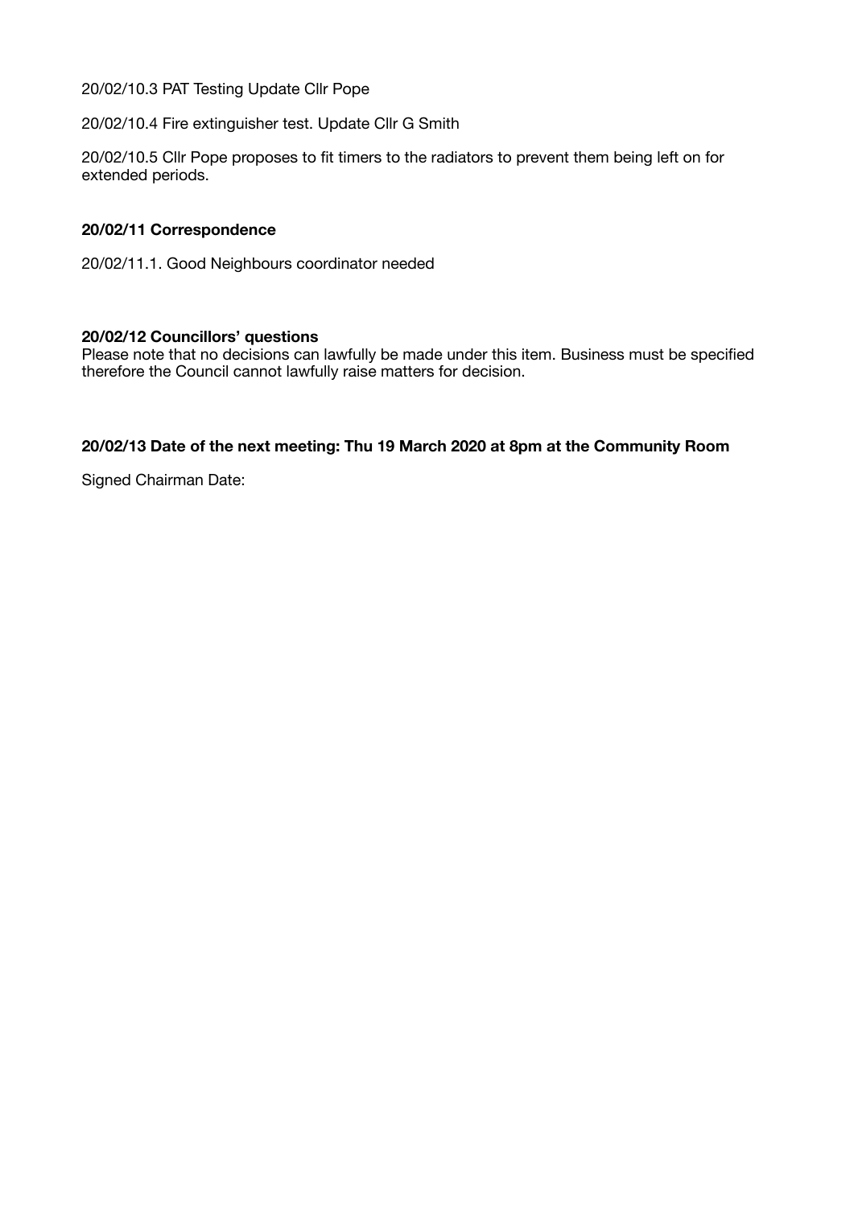20/02/10.3 PAT Testing Update Cllr Pope

20/02/10.4 Fire extinguisher test. Update Cllr G Smith

20/02/10.5 Cllr Pope proposes to fit timers to the radiators to prevent them being left on for extended periods.

**20/02/11 Correspondence**

20/02/11.1. Good Neighbours coordinator needed

**20/02/12 Councillors' questions**
Please note that no decisions can lawfully be made under this item. Business must be specified therefore the Council cannot lawfully raise matters for decision.

**20/02/13 Date of the next meeting: Thu 19 March 2020 at 8pm at the Community Room**

Signed Chairman Date: